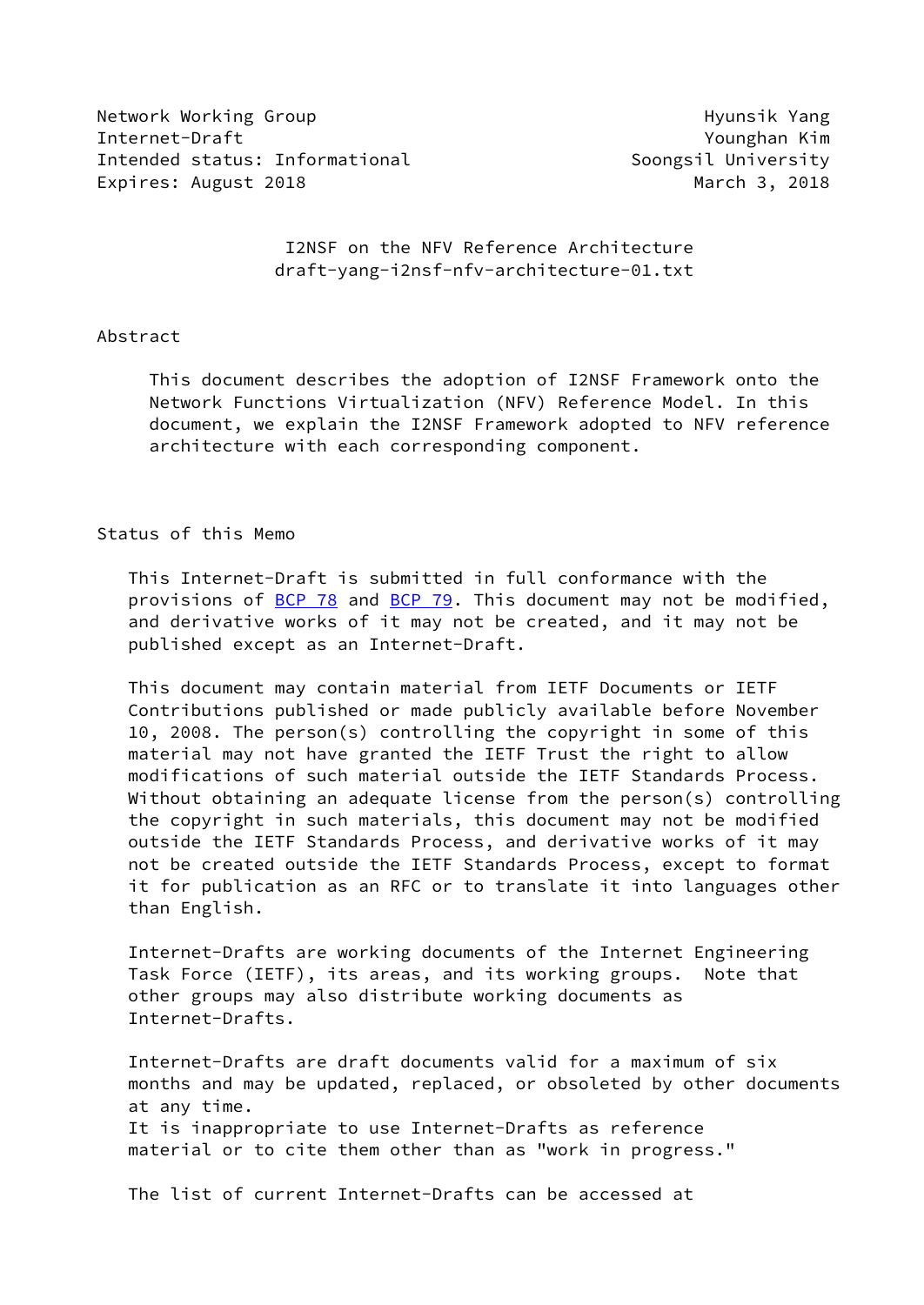Network Working Group                                      Hyunsik Yang
Internet-Draft                                              Younghan Kim
Intended status: Informational                        Soongsil University
Expires: August 2018                                       March 3, 2018

# I2NSF on the NFV Reference Architecture
draft-yang-i2nsf-nfv-architecture-01.txt

## Abstract

This document describes the adoption of I2NSF Framework onto the Network Functions Virtualization (NFV) Reference Model. In this document, we explain the I2NSF Framework adopted to NFV reference architecture with each corresponding component.

## Status of this Memo

This Internet-Draft is submitted in full conformance with the provisions of BCP 78 and BCP 79. This document may not be modified, and derivative works of it may not be created, and it may not be published except as an Internet-Draft.

This document may contain material from IETF Documents or IETF Contributions published or made publicly available before November 10, 2008. The person(s) controlling the copyright in some of this material may not have granted the IETF Trust the right to allow modifications of such material outside the IETF Standards Process. Without obtaining an adequate license from the person(s) controlling the copyright in such materials, this document may not be modified outside the IETF Standards Process, and derivative works of it may not be created outside the IETF Standards Process, except to format it for publication as an RFC or to translate it into languages other than English.

Internet-Drafts are working documents of the Internet Engineering Task Force (IETF), its areas, and its working groups. Note that other groups may also distribute working documents as Internet-Drafts.

Internet-Drafts are draft documents valid for a maximum of six months and may be updated, replaced, or obsoleted by other documents at any time.
It is inappropriate to use Internet-Drafts as reference material or to cite them other than as "work in progress."

The list of current Internet-Drafts can be accessed at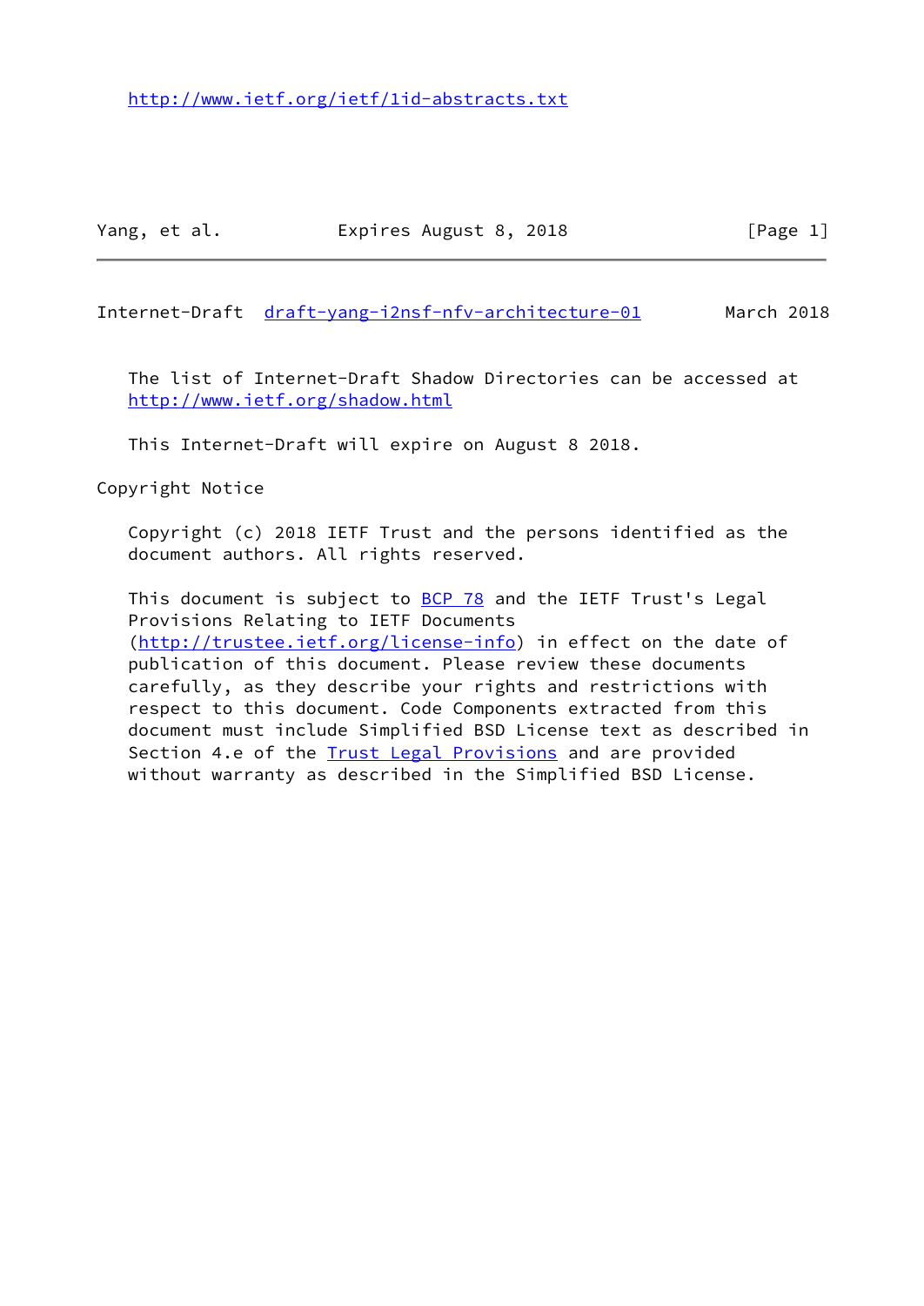http://www.ietf.org/ietf/1id-abstracts.txt

The list of Internet-Draft Shadow Directories can be accessed at http://www.ietf.org/shadow.html

This Internet-Draft will expire on August 8 2018.

Copyright Notice

Copyright (c) 2018 IETF Trust and the persons identified as the document authors. All rights reserved.

This document is subject to BCP 78 and the IETF Trust's Legal Provisions Relating to IETF Documents (http://trustee.ietf.org/license-info) in effect on the date of publication of this document. Please review these documents carefully, as they describe your rights and restrictions with respect to this document. Code Components extracted from this document must include Simplified BSD License text as described in Section 4.e of the Trust Legal Provisions and are provided without warranty as described in the Simplified BSD License.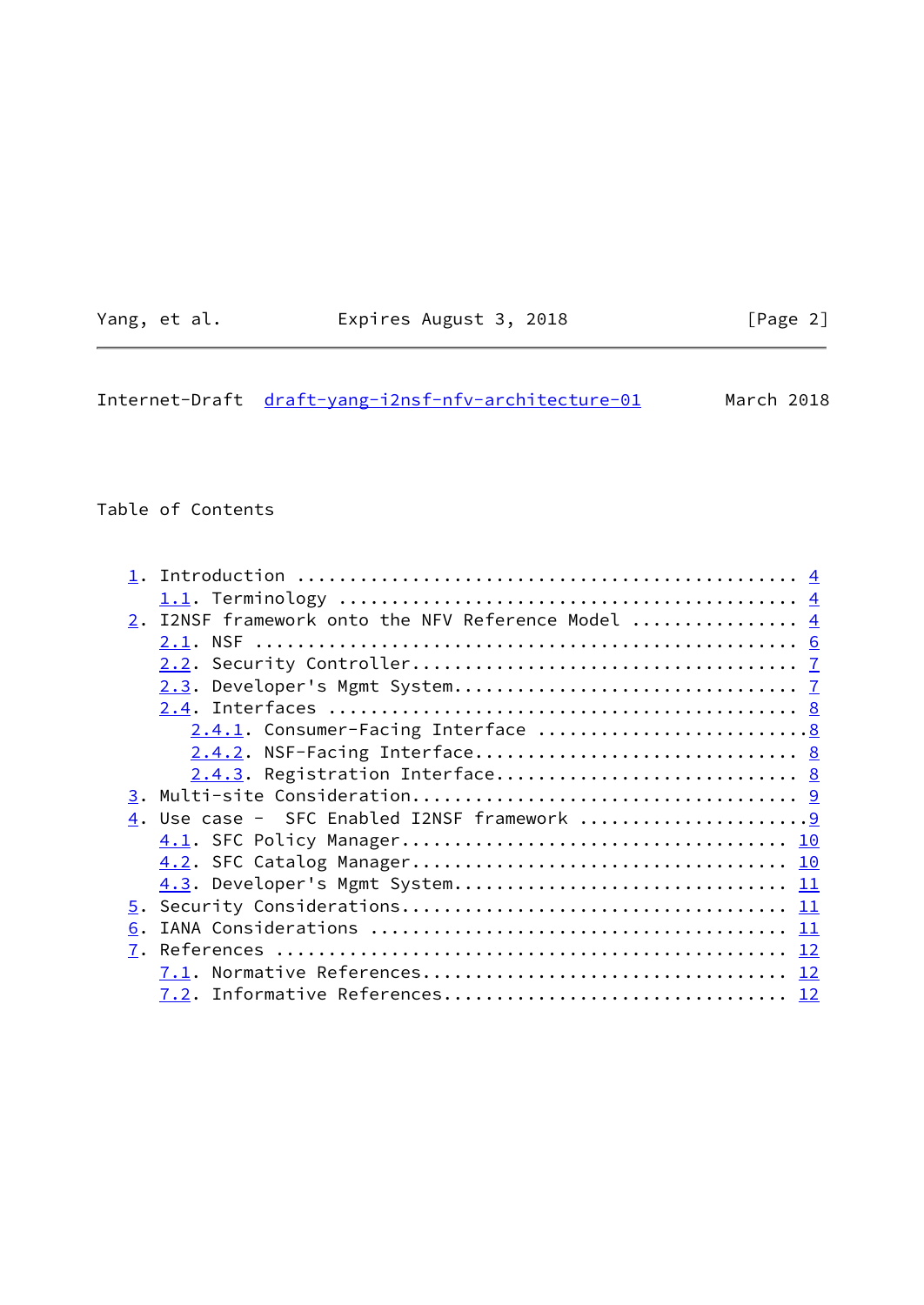Table of Contents

1. Introduction ............................................... 4
   1.1. Terminology .......................................... 4
2. I2NSF framework onto the NFV Reference Model ............... 4
   2.1. NSF .................................................. 6
   2.2. Security Controller................................... 7
   2.3. Developer's Mgmt System............................... 7
   2.4. Interfaces ........................................... 8
      2.4.1. Consumer-Facing Interface ........................8
      2.4.2. NSF-Facing Interface............................. 8
      2.4.3. Registration Interface........................... 8
3. Multi-site Consideration................................... 9
4. Use case -  SFC Enabled I2NSF framework .....................9
   4.1. SFC Policy Manager.................................. 10
   4.2. SFC Catalog Manager................................. 10
   4.3. Developer's Mgmt System............................. 11
5. Security Considerations.................................. 11
6. IANA Considerations ..................................... 11
7. References .............................................. 12
   7.1. Normative References................................ 12
   7.2. Informative References.............................. 12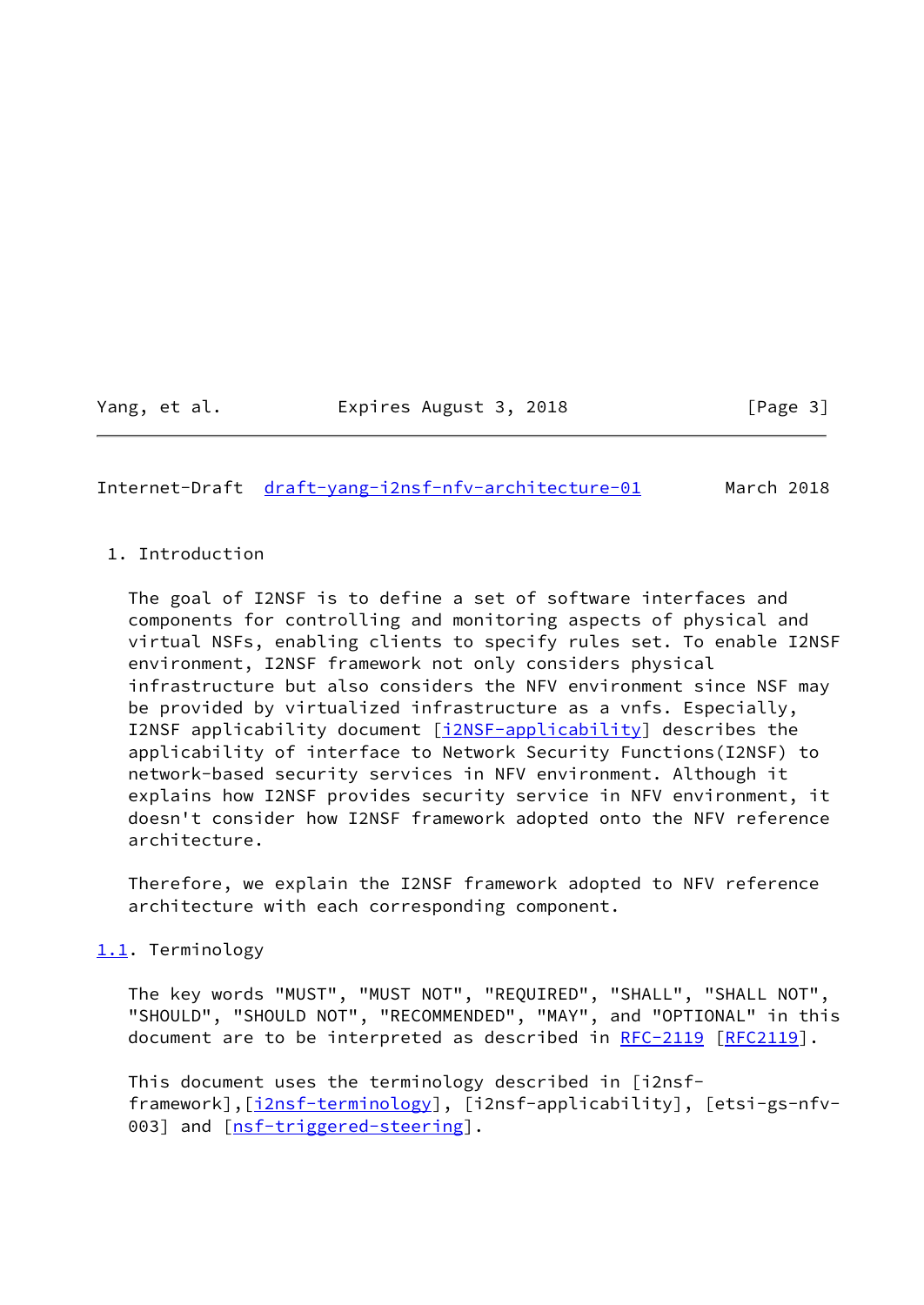## 1. Introduction

The goal of I2NSF is to define a set of software interfaces and components for controlling and monitoring aspects of physical and virtual NSFs, enabling clients to specify rules set. To enable I2NSF environment, I2NSF framework not only considers physical infrastructure but also considers the NFV environment since NSF may be provided by virtualized infrastructure as a vnfs. Especially, I2NSF applicability document [i2NSF-applicability] describes the applicability of interface to Network Security Functions(I2NSF) to network-based security services in NFV environment. Although it explains how I2NSF provides security service in NFV environment, it doesn't consider how I2NSF framework adopted onto the NFV reference architecture.

Therefore, we explain the I2NSF framework adopted to NFV reference architecture with each corresponding component.

### 1.1. Terminology

The key words "MUST", "MUST NOT", "REQUIRED", "SHALL", "SHALL NOT", "SHOULD", "SHOULD NOT", "RECOMMENDED", "MAY", and "OPTIONAL" in this document are to be interpreted as described in RFC-2119 [RFC2119].

This document uses the terminology described in [i2nsf-framework],[i2nsf-terminology], [i2nsf-applicability], [etsi-gs-nfv-003] and [nsf-triggered-steering].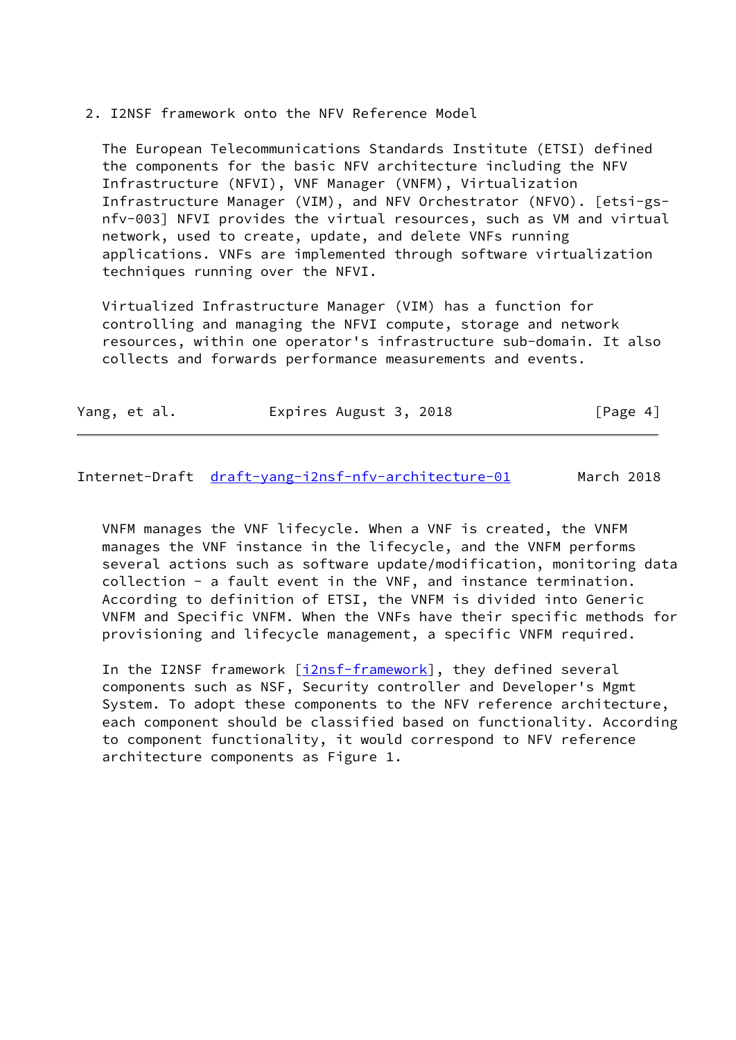## 2. I2NSF framework onto the NFV Reference Model

The European Telecommunications Standards Institute (ETSI) defined the components for the basic NFV architecture including the NFV Infrastructure (NFVI), VNF Manager (VNFM), Virtualization Infrastructure Manager (VIM), and NFV Orchestrator (NFVO). [etsi-gs-nfv-003] NFVI provides the virtual resources, such as VM and virtual network, used to create, update, and delete VNFs running applications. VNFs are implemented through software virtualization techniques running over the NFVI.

Virtualized Infrastructure Manager (VIM) has a function for controlling and managing the NFVI compute, storage and network resources, within one operator's infrastructure sub-domain. It also collects and forwards performance measurements and events.

VNFM manages the VNF lifecycle. When a VNF is created, the VNFM manages the VNF instance in the lifecycle, and the VNFM performs several actions such as software update/modification, monitoring data collection - a fault event in the VNF, and instance termination. According to definition of ETSI, the VNFM is divided into Generic VNFM and Specific VNFM. When the VNFs have their specific methods for provisioning and lifecycle management, a specific VNFM required.

In the I2NSF framework [i2nsf-framework], they defined several components such as NSF, Security controller and Developer's Mgmt System. To adopt these components to the NFV reference architecture, each component should be classified based on functionality. According to component functionality, it would correspond to NFV reference architecture components as Figure 1.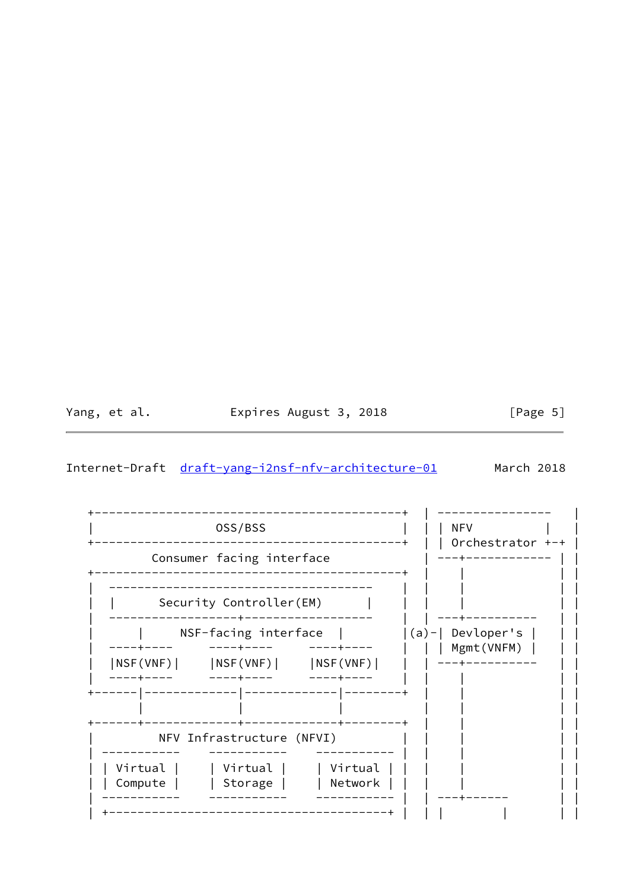```
   +--------------------------------------------+  | ----------------   |
   |                 OSS/BSS                    |  | | NFV          |   |
   +--------------------------------------------+  | | Orchestrator +-+ |
            Consumer facing interface              | ---+------------ | |
   +--------------------------------------------+  |    |             | |
   |  -------------------------------------     |  |    |             | |
   |  |      Security Controller(EM)     |      |  |    |             | |
   |  ------------------+------------------     |  | ---+----------   | |
   |      |     NSF-facing interface  |         |(a)-| Devloper's |   | |
   |  ----+----     ----+----     ----+----     |  | | Mgmt(VNFM) |   | |
   |  |NSF(VNF)|    |NSF(VNF)|    |NSF(VNF)|    |  | ---+----------   | |
   |  ----+----     ----+----     ----+----     |  |    |             | |
   +------|-------------|-------------|---------+  |    |             | |
          |             |             |            |    |             | |
   +------+-------------+-------------+---------+  |    |             | |
   |        NFV Infrastructure (NFVI)           |  |    |             | |
   | -----------    -----------    ----------- |  |    |             | |
   | | Virtual |    | Virtual |    | Virtual | |  |    |             | |
   | | Compute |    | Storage |    | Network | |  |    |             | |
   | -----------    -----------    ----------- |  | ---+------       | |
   | +----------------------------------------+ |  | |        |       | |
```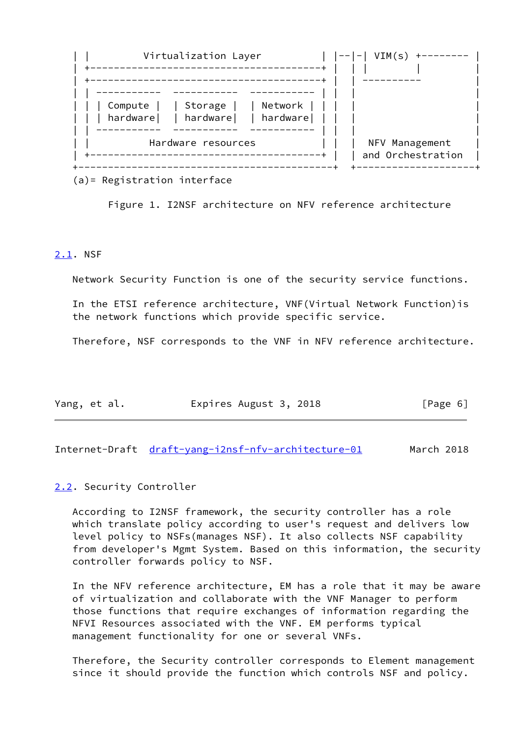```
| |         Virtualization Layer          | |--|-| VIM(s) +-------- |
| +---------------------------------------+ |  | |        |         |
| +---------------------------------------+ |  | ----------         |
| | -----------  -----------  ----------- | |  |                    |
| | | Compute |  | Storage |  | Network | | |  |                    |
| | | hardware|  | hardware|  | hardware| | |  |                    |
| | -----------  -----------  ----------- | |  |                    |
| |          Hardware resources           | |  |  NFV Management    |
| +---------------------------------------+ |  | and Orchestration  |
+-------------------------------------------+  +--------------------+
(a)= Registration interface
```

Figure 1. I2NSF architecture on NFV reference architecture

## 2.1. NSF

Network Security Function is one of the security service functions.

In the ETSI reference architecture, VNF(Virtual Network Function)is the network functions which provide specific service.

Therefore, NSF corresponds to the VNF in NFV reference architecture.

## 2.2. Security Controller

According to I2NSF framework, the security controller has a role which translate policy according to user's request and delivers low level policy to NSFs(manages NSF). It also collects NSF capability from developer's Mgmt System. Based on this information, the security controller forwards policy to NSF.

In the NFV reference architecture, EM has a role that it may be aware of virtualization and collaborate with the VNF Manager to perform those functions that require exchanges of information regarding the NFVI Resources associated with the VNF. EM performs typical management functionality for one or several VNFs.

Therefore, the Security controller corresponds to Element management since it should provide the function which controls NSF and policy.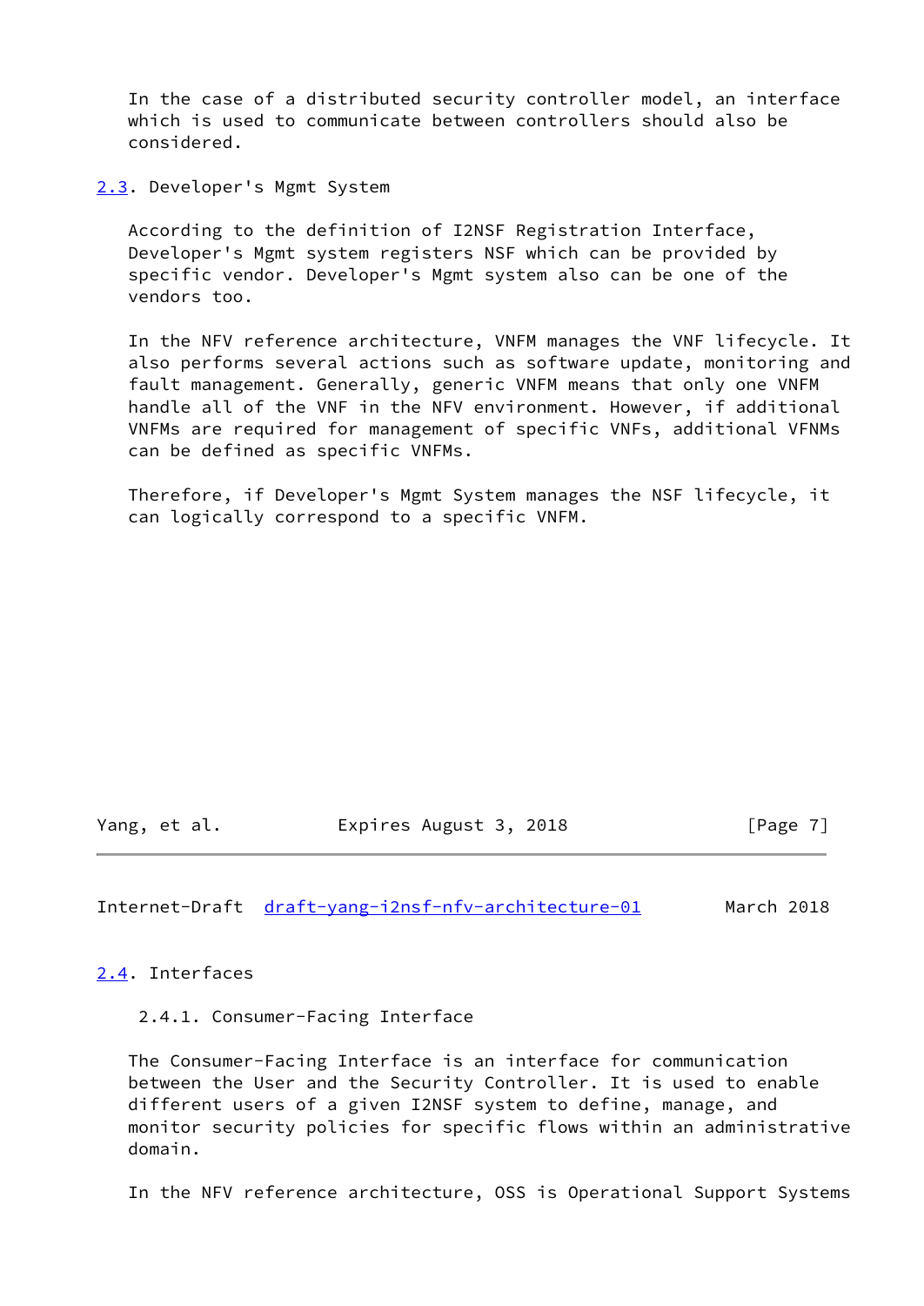In the case of a distributed security controller model, an interface which is used to communicate between controllers should also be considered.

## 2.3. Developer's Mgmt System

According to the definition of I2NSF Registration Interface, Developer's Mgmt system registers NSF which can be provided by specific vendor. Developer's Mgmt system also can be one of the vendors too.

In the NFV reference architecture, VNFM manages the VNF lifecycle. It also performs several actions such as software update, monitoring and fault management. Generally, generic VNFM means that only one VNFM handle all of the VNF in the NFV environment. However, if additional VNFMs are required for management of specific VNFs, additional VFNMs can be defined as specific VNFMs.

Therefore, if Developer's Mgmt System manages the NSF lifecycle, it can logically correspond to a specific VNFM.

## 2.4. Interfaces

### 2.4.1. Consumer-Facing Interface

The Consumer-Facing Interface is an interface for communication between the User and the Security Controller. It is used to enable different users of a given I2NSF system to define, manage, and monitor security policies for specific flows within an administrative domain.

In the NFV reference architecture, OSS is Operational Support Systems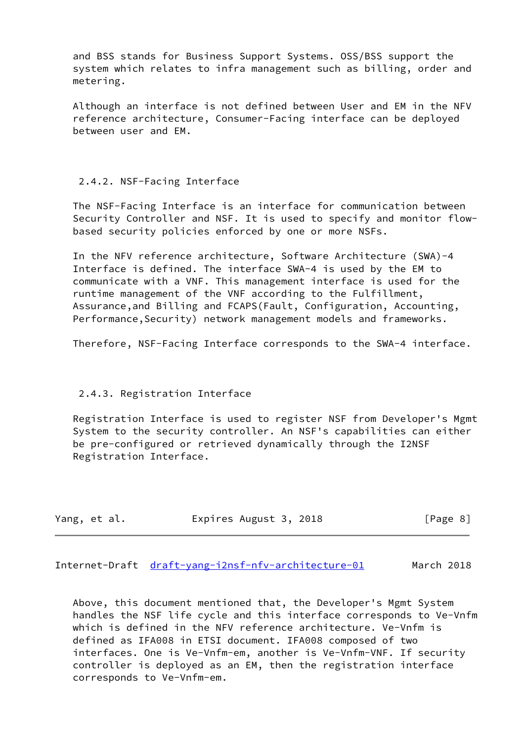and BSS stands for Business Support Systems. OSS/BSS support the system which relates to infra management such as billing, order and metering.

Although an interface is not defined between User and EM in the NFV reference architecture, Consumer-Facing interface can be deployed between user and EM.

### 2.4.2. NSF-Facing Interface

The NSF-Facing Interface is an interface for communication between Security Controller and NSF. It is used to specify and monitor flow-based security policies enforced by one or more NSFs.

In the NFV reference architecture, Software Architecture (SWA)-4 Interface is defined. The interface SWA-4 is used by the EM to communicate with a VNF. This management interface is used for the runtime management of the VNF according to the Fulfillment, Assurance,and Billing and FCAPS(Fault, Configuration, Accounting, Performance,Security) network management models and frameworks.

Therefore, NSF-Facing Interface corresponds to the SWA-4 interface.

### 2.4.3. Registration Interface

Registration Interface is used to register NSF from Developer's Mgmt System to the security controller. An NSF's capabilities can either be pre-configured or retrieved dynamically through the I2NSF Registration Interface.

Above, this document mentioned that, the Developer's Mgmt System handles the NSF life cycle and this interface corresponds to Ve-Vnfm which is defined in the NFV reference architecture. Ve-Vnfm is defined as IFA008 in ETSI document. IFA008 composed of two interfaces. One is Ve-Vnfm-em, another is Ve-Vnfm-VNF. If security controller is deployed as an EM, then the registration interface corresponds to Ve-Vnfm-em.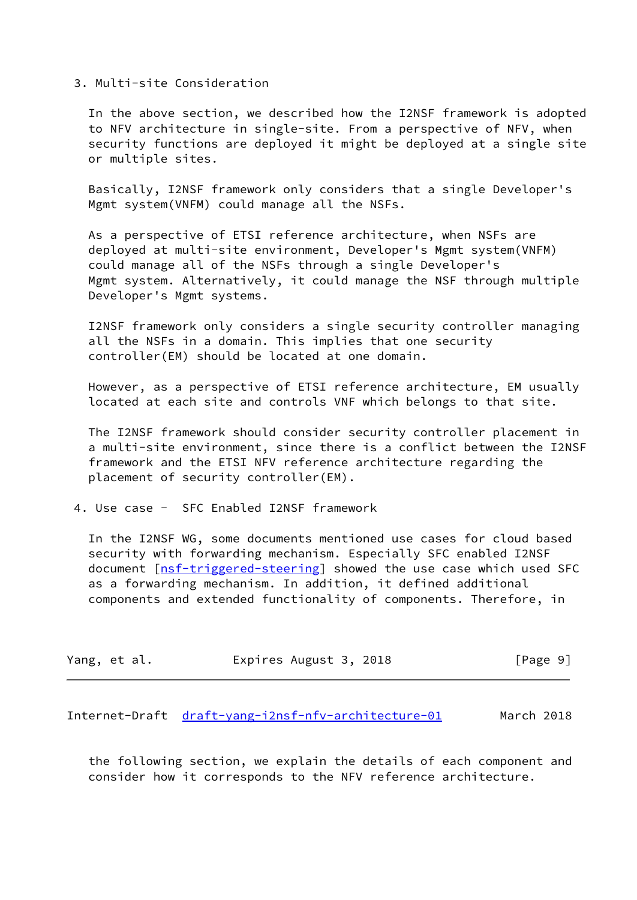## 3. Multi-site Consideration

In the above section, we described how the I2NSF framework is adopted to NFV architecture in single-site. From a perspective of NFV, when security functions are deployed it might be deployed at a single site or multiple sites.

Basically, I2NSF framework only considers that a single Developer's Mgmt system(VNFM) could manage all the NSFs.

As a perspective of ETSI reference architecture, when NSFs are deployed at multi-site environment, Developer's Mgmt system(VNFM) could manage all of the NSFs through a single Developer's Mgmt system. Alternatively, it could manage the NSF through multiple Developer's Mgmt systems.

I2NSF framework only considers a single security controller managing all the NSFs in a domain. This implies that one security controller(EM) should be located at one domain.

However, as a perspective of ETSI reference architecture, EM usually located at each site and controls VNF which belongs to that site.

The I2NSF framework should consider security controller placement in a multi-site environment, since there is a conflict between the I2NSF framework and the ETSI NFV reference architecture regarding the placement of security controller(EM).

## 4. Use case - SFC Enabled I2NSF framework

In the I2NSF WG, some documents mentioned use cases for cloud based security with forwarding mechanism. Especially SFC enabled I2NSF document [nsf-triggered-steering] showed the use case which used SFC as a forwarding mechanism. In addition, it defined additional components and extended functionality of components. Therefore, in the following section, we explain the details of each component and consider how it corresponds to the NFV reference architecture.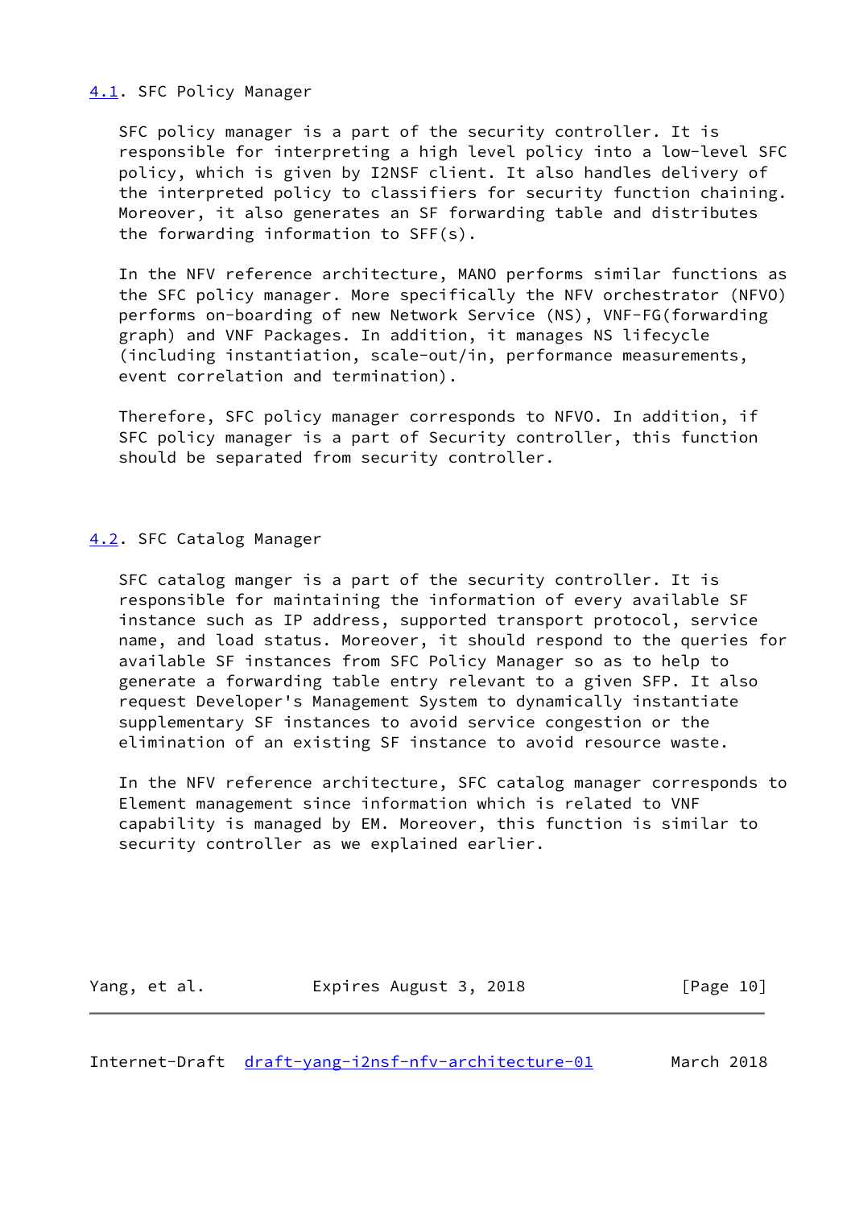## 4.1. SFC Policy Manager

SFC policy manager is a part of the security controller. It is responsible for interpreting a high level policy into a low-level SFC policy, which is given by I2NSF client. It also handles delivery of the interpreted policy to classifiers for security function chaining. Moreover, it also generates an SF forwarding table and distributes the forwarding information to SFF(s).

In the NFV reference architecture, MANO performs similar functions as the SFC policy manager. More specifically the NFV orchestrator (NFVO) performs on-boarding of new Network Service (NS), VNF-FG(forwarding graph) and VNF Packages. In addition, it manages NS lifecycle (including instantiation, scale-out/in, performance measurements, event correlation and termination).

Therefore, SFC policy manager corresponds to NFVO. In addition, if SFC policy manager is a part of Security controller, this function should be separated from security controller.

## 4.2. SFC Catalog Manager

SFC catalog manger is a part of the security controller. It is responsible for maintaining the information of every available SF instance such as IP address, supported transport protocol, service name, and load status. Moreover, it should respond to the queries for available SF instances from SFC Policy Manager so as to help to generate a forwarding table entry relevant to a given SFP. It also request Developer's Management System to dynamically instantiate supplementary SF instances to avoid service congestion or the elimination of an existing SF instance to avoid resource waste.

In the NFV reference architecture, SFC catalog manager corresponds to Element management since information which is related to VNF capability is managed by EM. Moreover, this function is similar to security controller as we explained earlier.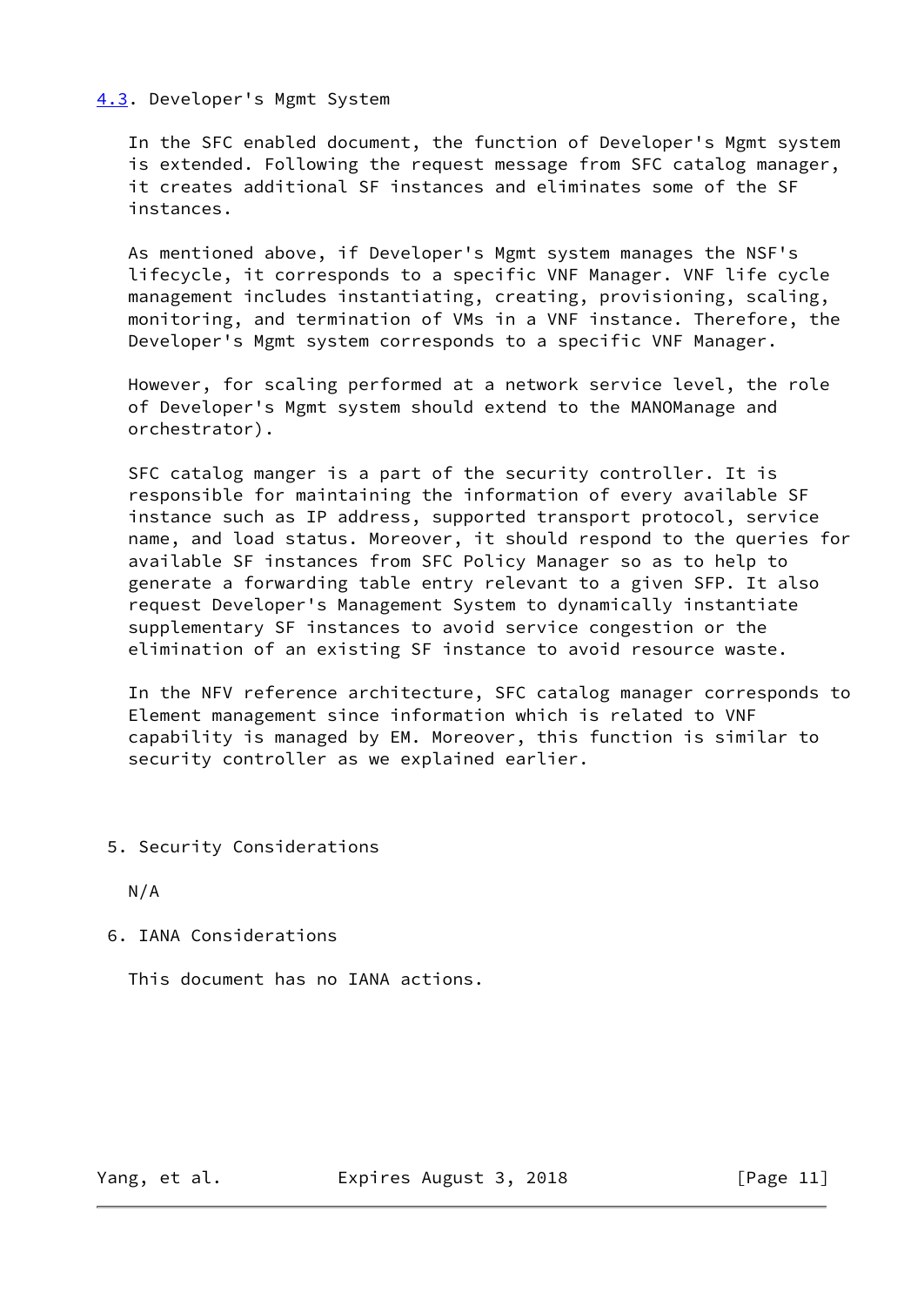### 4.3. Developer's Mgmt System

In the SFC enabled document, the function of Developer's Mgmt system is extended. Following the request message from SFC catalog manager, it creates additional SF instances and eliminates some of the SF instances.

As mentioned above, if Developer's Mgmt system manages the NSF's lifecycle, it corresponds to a specific VNF Manager. VNF life cycle management includes instantiating, creating, provisioning, scaling, monitoring, and termination of VMs in a VNF instance. Therefore, the Developer's Mgmt system corresponds to a specific VNF Manager.

However, for scaling performed at a network service level, the role of Developer's Mgmt system should extend to the MANOManage and orchestrator).

SFC catalog manger is a part of the security controller. It is responsible for maintaining the information of every available SF instance such as IP address, supported transport protocol, service name, and load status. Moreover, it should respond to the queries for available SF instances from SFC Policy Manager so as to help to generate a forwarding table entry relevant to a given SFP. It also request Developer's Management System to dynamically instantiate supplementary SF instances to avoid service congestion or the elimination of an existing SF instance to avoid resource waste.

In the NFV reference architecture, SFC catalog manager corresponds to Element management since information which is related to VNF capability is managed by EM. Moreover, this function is similar to security controller as we explained earlier.

## 5. Security Considerations

N/A

## 6. IANA Considerations

This document has no IANA actions.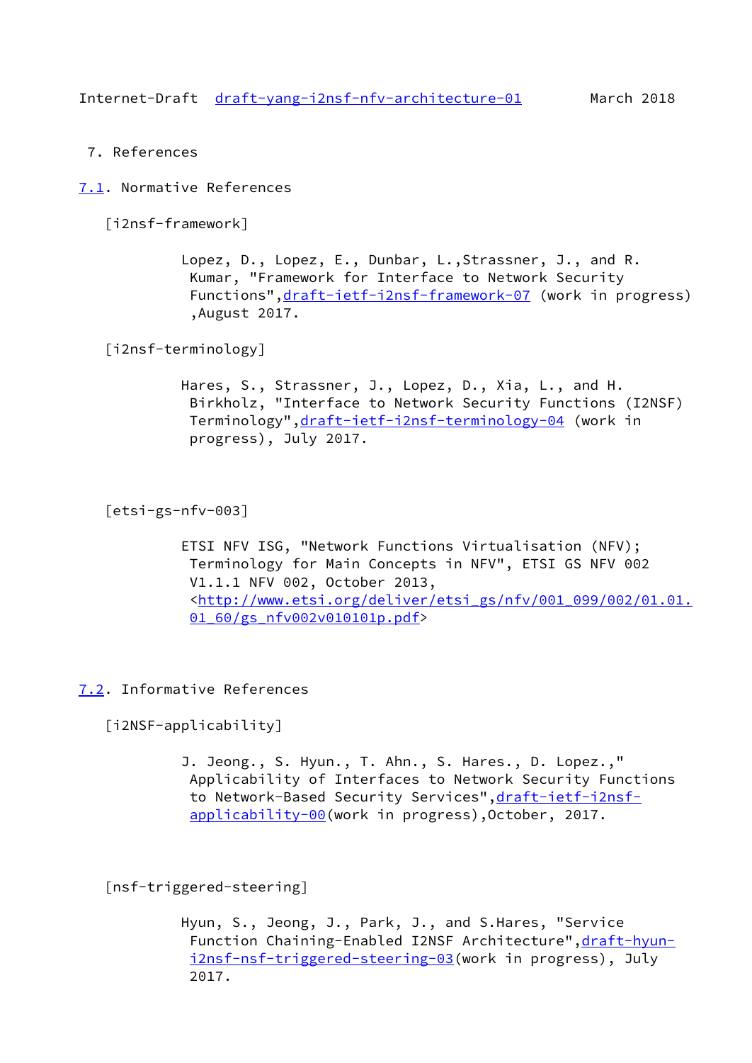# 7. References

## 7.1. Normative References

[i2nsf-framework]

Lopez, D., Lopez, E., Dunbar, L.,Strassner, J., and R. Kumar, "Framework for Interface to Network Security Functions",draft-ietf-i2nsf-framework-07 (work in progress) ,August 2017.

[i2nsf-terminology]

Hares, S., Strassner, J., Lopez, D., Xia, L., and H. Birkholz, "Interface to Network Security Functions (I2NSF) Terminology",draft-ietf-i2nsf-terminology-04 (work in progress), July 2017.

[etsi-gs-nfv-003]

ETSI NFV ISG, "Network Functions Virtualisation (NFV); Terminology for Main Concepts in NFV", ETSI GS NFV 002 V1.1.1 NFV 002, October 2013, <http://www.etsi.org/deliver/etsi_gs/nfv/001_099/002/01.01.01_60/gs_nfv002v010101p.pdf>

## 7.2. Informative References

[i2NSF-applicability]

J. Jeong., S. Hyun., T. Ahn., S. Hares., D. Lopez.," Applicability of Interfaces to Network Security Functions to Network-Based Security Services",draft-ietf-i2nsf-applicability-00(work in progress),October, 2017.

[nsf-triggered-steering]

Hyun, S., Jeong, J., Park, J., and S.Hares, "Service Function Chaining-Enabled I2NSF Architecture",draft-hyun-i2nsf-nsf-triggered-steering-03(work in progress), July 2017.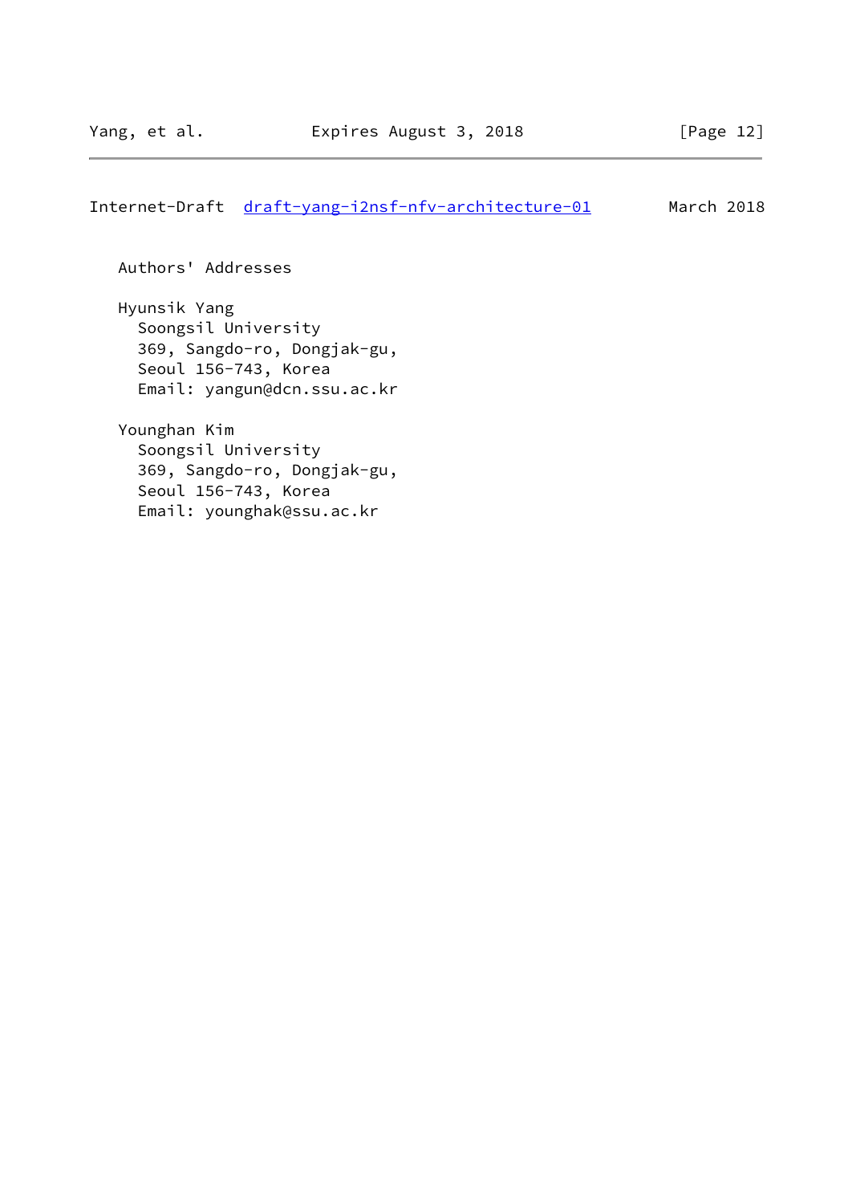## Authors' Addresses

Hyunsik Yang
Soongsil University
369, Sangdo-ro, Dongjak-gu,
Seoul 156-743, Korea
Email: yangun@dcn.ssu.ac.kr

Younghan Kim
Soongsil University
369, Sangdo-ro, Dongjak-gu,
Seoul 156-743, Korea
Email: younghak@ssu.ac.kr